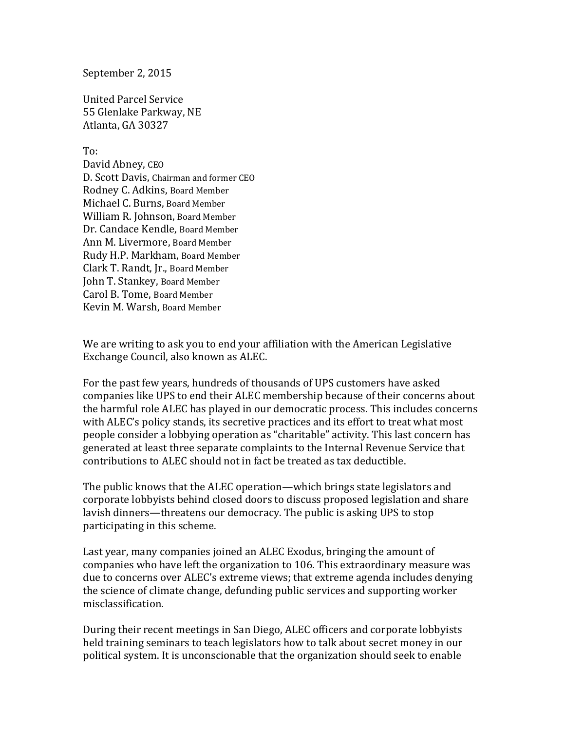September 2, 2015

United Parcel Service
55 Glenlake Parkway, NE
Atlanta, GA 30327

To:
David Abney, CEO
D. Scott Davis, Chairman and former CEO
Rodney C. Adkins, Board Member
Michael C. Burns, Board Member
William R. Johnson, Board Member
Dr. Candace Kendle, Board Member
Ann M. Livermore, Board Member
Rudy H.P. Markham, Board Member
Clark T. Randt, Jr., Board Member
John T. Stankey, Board Member
Carol B. Tome, Board Member
Kevin M. Warsh, Board Member

We are writing to ask you to end your affiliation with the American Legislative Exchange Council, also known as ALEC.

For the past few years, hundreds of thousands of UPS customers have asked companies like UPS to end their ALEC membership because of their concerns about the harmful role ALEC has played in our democratic process. This includes concerns with ALEC's policy stands, its secretive practices and its effort to treat what most people consider a lobbying operation as "charitable" activity. This last concern has generated at least three separate complaints to the Internal Revenue Service that contributions to ALEC should not in fact be treated as tax deductible.

The public knows that the ALEC operation—which brings state legislators and corporate lobbyists behind closed doors to discuss proposed legislation and share lavish dinners—threatens our democracy. The public is asking UPS to stop participating in this scheme.

Last year, many companies joined an ALEC Exodus, bringing the amount of companies who have left the organization to 106. This extraordinary measure was due to concerns over ALEC's extreme views; that extreme agenda includes denying the science of climate change, defunding public services and supporting worker misclassification.

During their recent meetings in San Diego, ALEC officers and corporate lobbyists held training seminars to teach legislators how to talk about secret money in our political system. It is unconscionable that the organization should seek to enable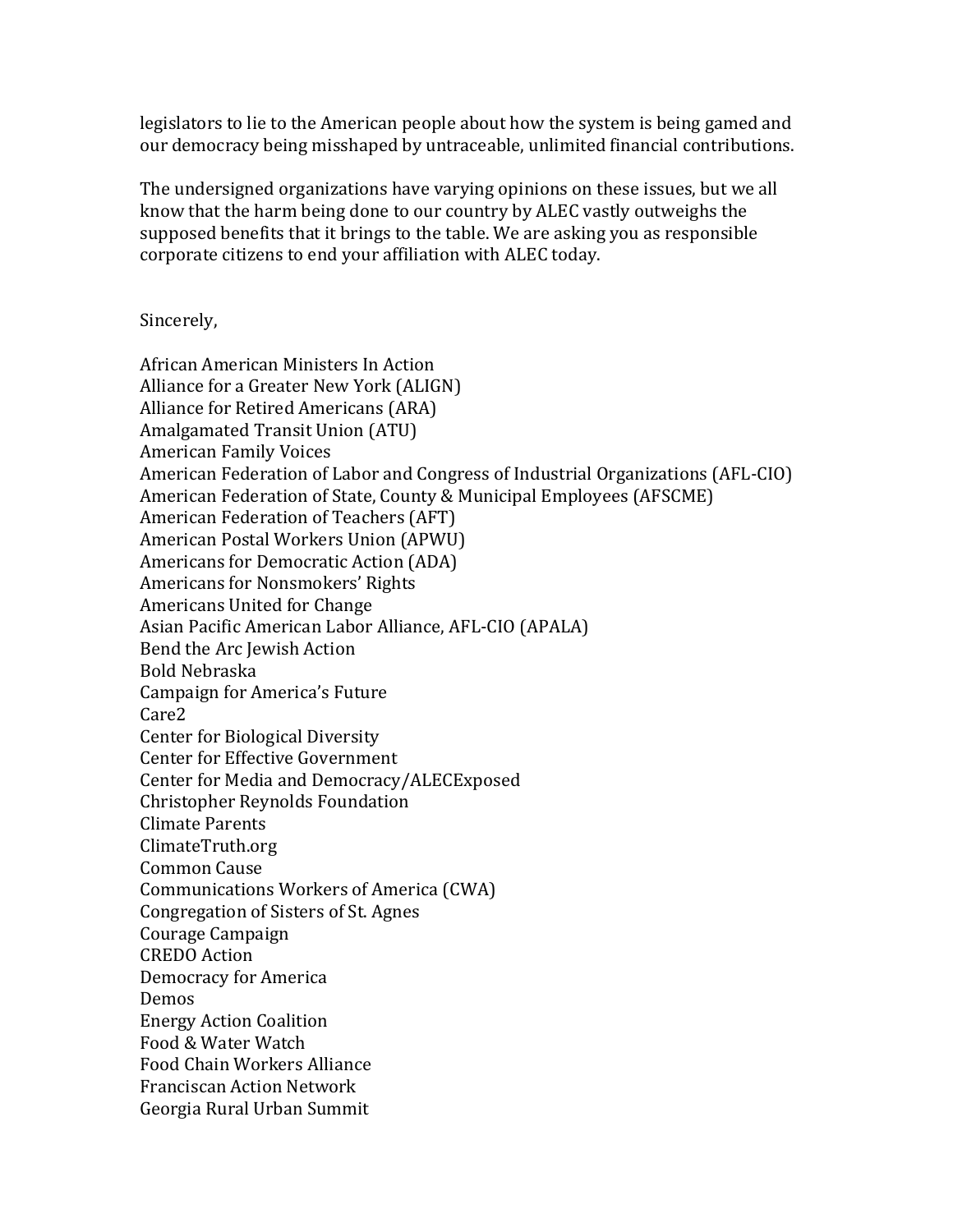legislators to lie to the American people about how the system is being gamed and our democracy being misshaped by untraceable, unlimited financial contributions.

The undersigned organizations have varying opinions on these issues, but we all know that the harm being done to our country by ALEC vastly outweighs the supposed benefits that it brings to the table. We are asking you as responsible corporate citizens to end your affiliation with ALEC today.

Sincerely,

African American Ministers In Action
Alliance for a Greater New York (ALIGN)
Alliance for Retired Americans (ARA)
Amalgamated Transit Union (ATU)
American Family Voices
American Federation of Labor and Congress of Industrial Organizations (AFL-CIO)
American Federation of State, County & Municipal Employees (AFSCME)
American Federation of Teachers (AFT)
American Postal Workers Union (APWU)
Americans for Democratic Action (ADA)
Americans for Nonsmokers' Rights
Americans United for Change
Asian Pacific American Labor Alliance, AFL-CIO (APALA)
Bend the Arc Jewish Action
Bold Nebraska
Campaign for America's Future
Care2
Center for Biological Diversity
Center for Effective Government
Center for Media and Democracy/ALECExposed
Christopher Reynolds Foundation
Climate Parents
ClimateTruth.org
Common Cause
Communications Workers of America (CWA)
Congregation of Sisters of St. Agnes
Courage Campaign
CREDO Action
Democracy for America
Demos
Energy Action Coalition
Food & Water Watch
Food Chain Workers Alliance
Franciscan Action Network
Georgia Rural Urban Summit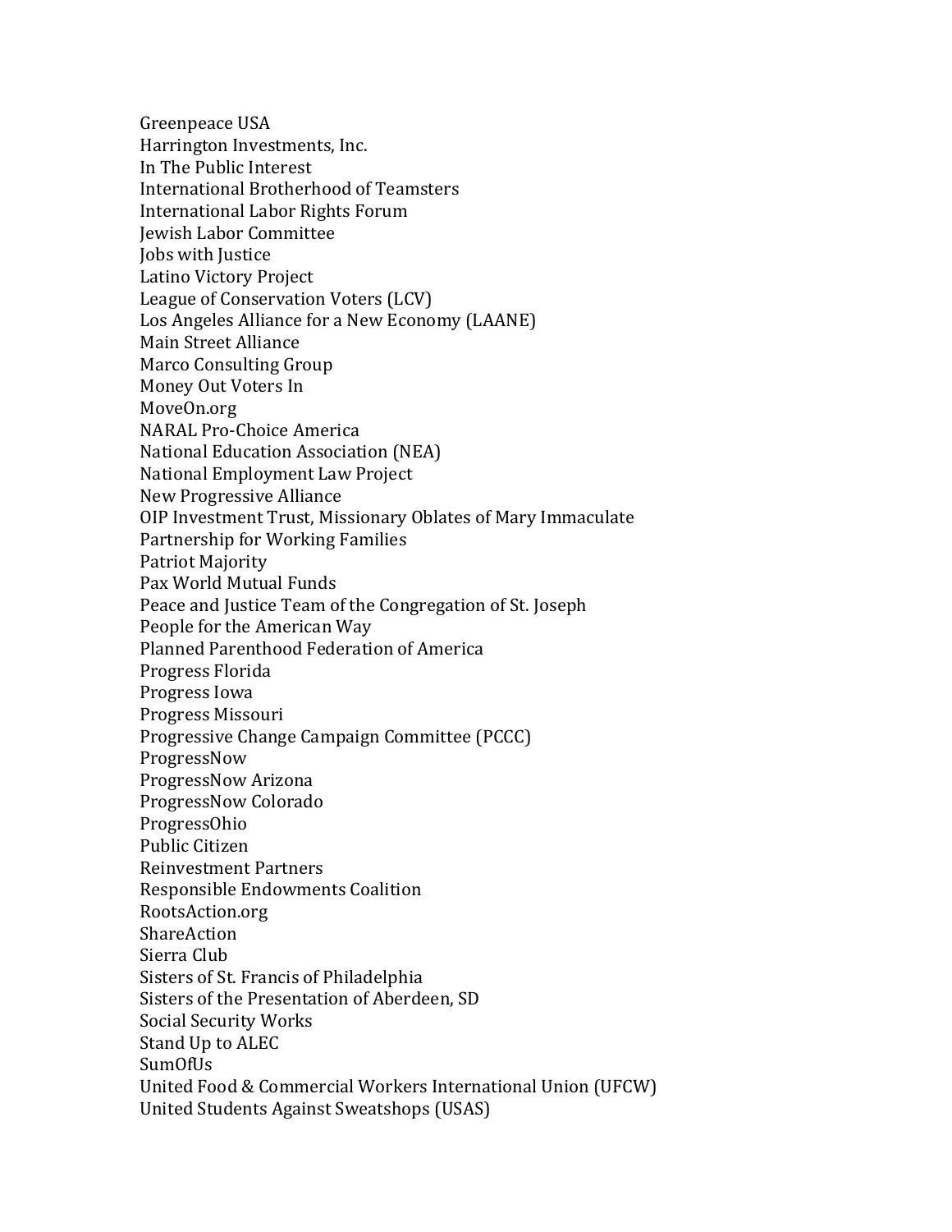Greenpeace USA
Harrington Investments, Inc.
In The Public Interest
International Brotherhood of Teamsters
International Labor Rights Forum
Jewish Labor Committee
Jobs with Justice
Latino Victory Project
League of Conservation Voters (LCV)
Los Angeles Alliance for a New Economy (LAANE)
Main Street Alliance
Marco Consulting Group
Money Out Voters In
MoveOn.org
NARAL Pro-Choice America
National Education Association (NEA)
National Employment Law Project
New Progressive Alliance
OIP Investment Trust, Missionary Oblates of Mary Immaculate
Partnership for Working Families
Patriot Majority
Pax World Mutual Funds
Peace and Justice Team of the Congregation of St. Joseph
People for the American Way
Planned Parenthood Federation of America
Progress Florida
Progress Iowa
Progress Missouri
Progressive Change Campaign Committee (PCCC)
ProgressNow
ProgressNow Arizona
ProgressNow Colorado
ProgressOhio
Public Citizen
Reinvestment Partners
Responsible Endowments Coalition
RootsAction.org
ShareAction
Sierra Club
Sisters of St. Francis of Philadelphia
Sisters of the Presentation of Aberdeen, SD
Social Security Works
Stand Up to ALEC
SumOfUs
United Food & Commercial Workers International Union (UFCW)
United Students Against Sweatshops (USAS)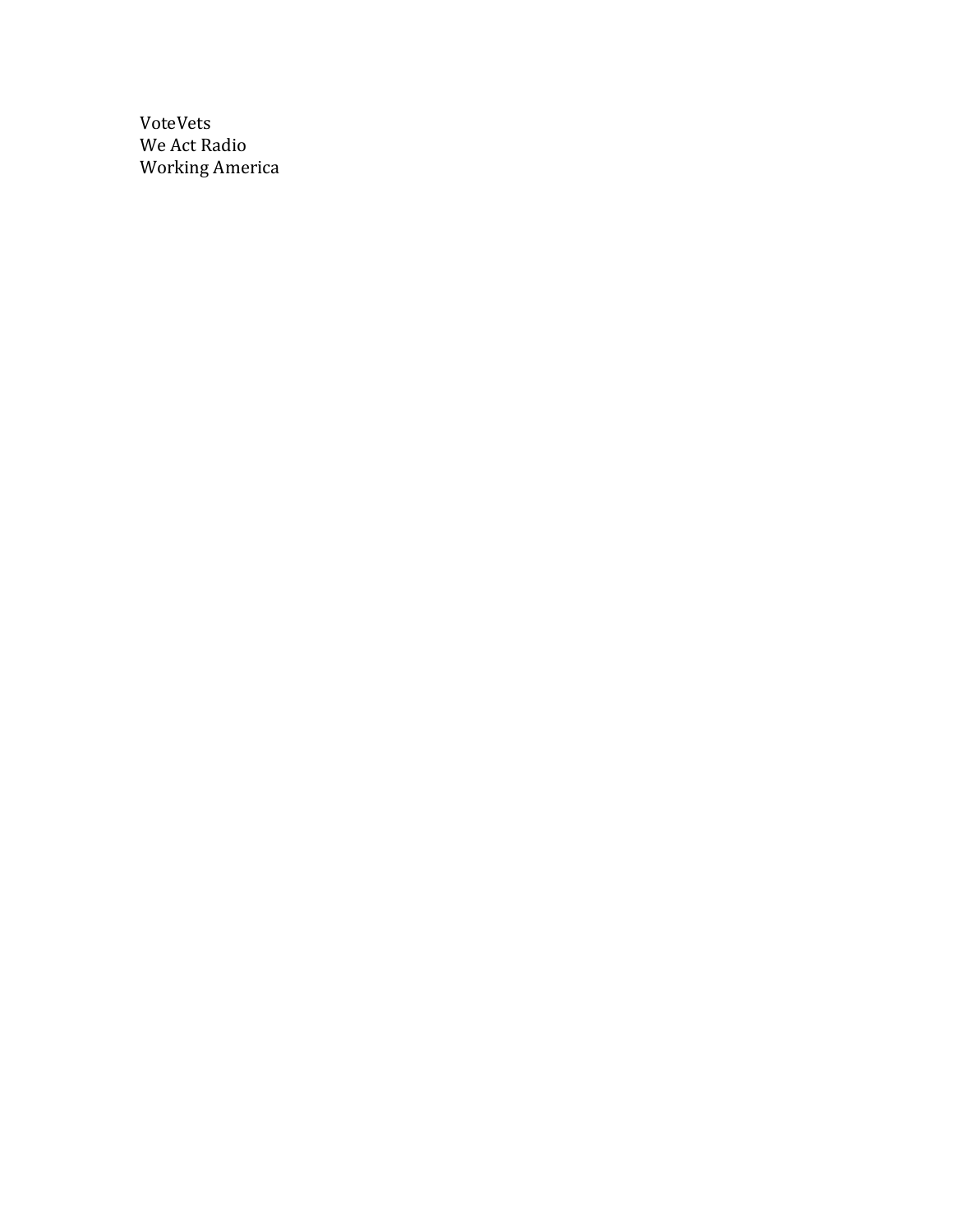VoteVets
We Act Radio
Working America